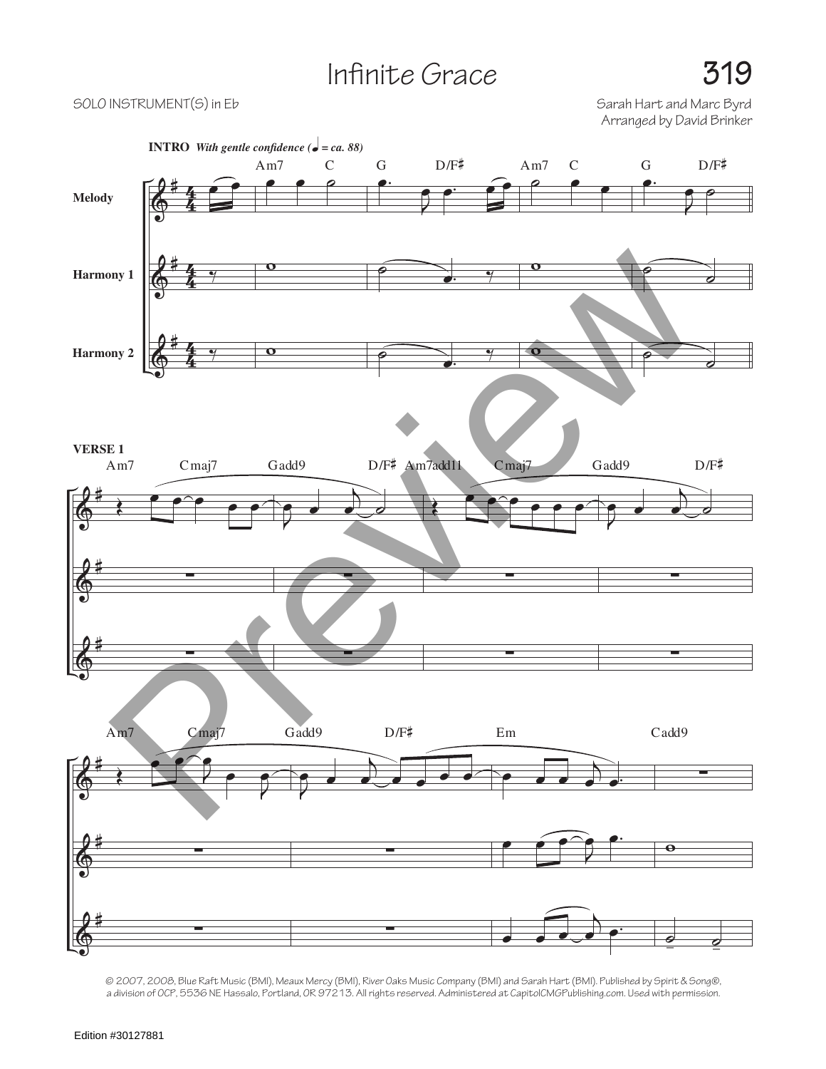# Infinite Grace

SOLO INSTRUMENT(S) in Eb

Sarah Hart and Marc Byrd
Arranged by David Brinker

**INTRO** *With gentle confidence (♩ = ca. 88)*

Melody | Harmony 1 | Harmony 2

Am7 C G D/F♯ Am7 C G D/F♯

**VERSE 1**

Am7 Cmaj7 Gadd9 D/F♯ Am7add11 Cmaj7 Gadd9 D/F♯

Am7 Cmaj7 Gadd9 D/F♯ Em Cadd9

© 2007, 2008, Blue Raft Music (BMI), Meaux Mercy (BMI), River Oaks Music Company (BMI) and Sarah Hart (BMI). Published by Spirit & Song®, a division of OCP, 5536 NE Hassalo, Portland, OR 97213. All rights reserved. Administered at CapitolCMGPublishing.com. Used with permission.

Edition #30127881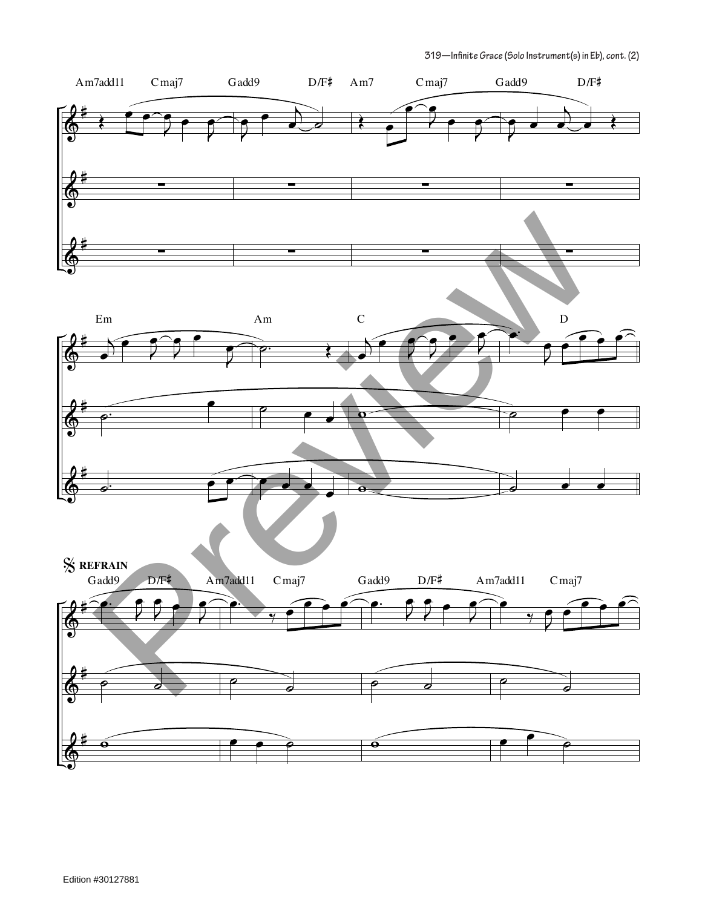Am7add11 Cmaj7 Gadd9 D/F♯ Am7 Cmaj7 Gadd9 D/F♯

Em Am C D

𝄋 REFRAIN

Gadd9 D/F♯ Am7add11 Cmaj7 Gadd9 D/F♯ Am7add11 Cmaj7

Preview

Edition #30127881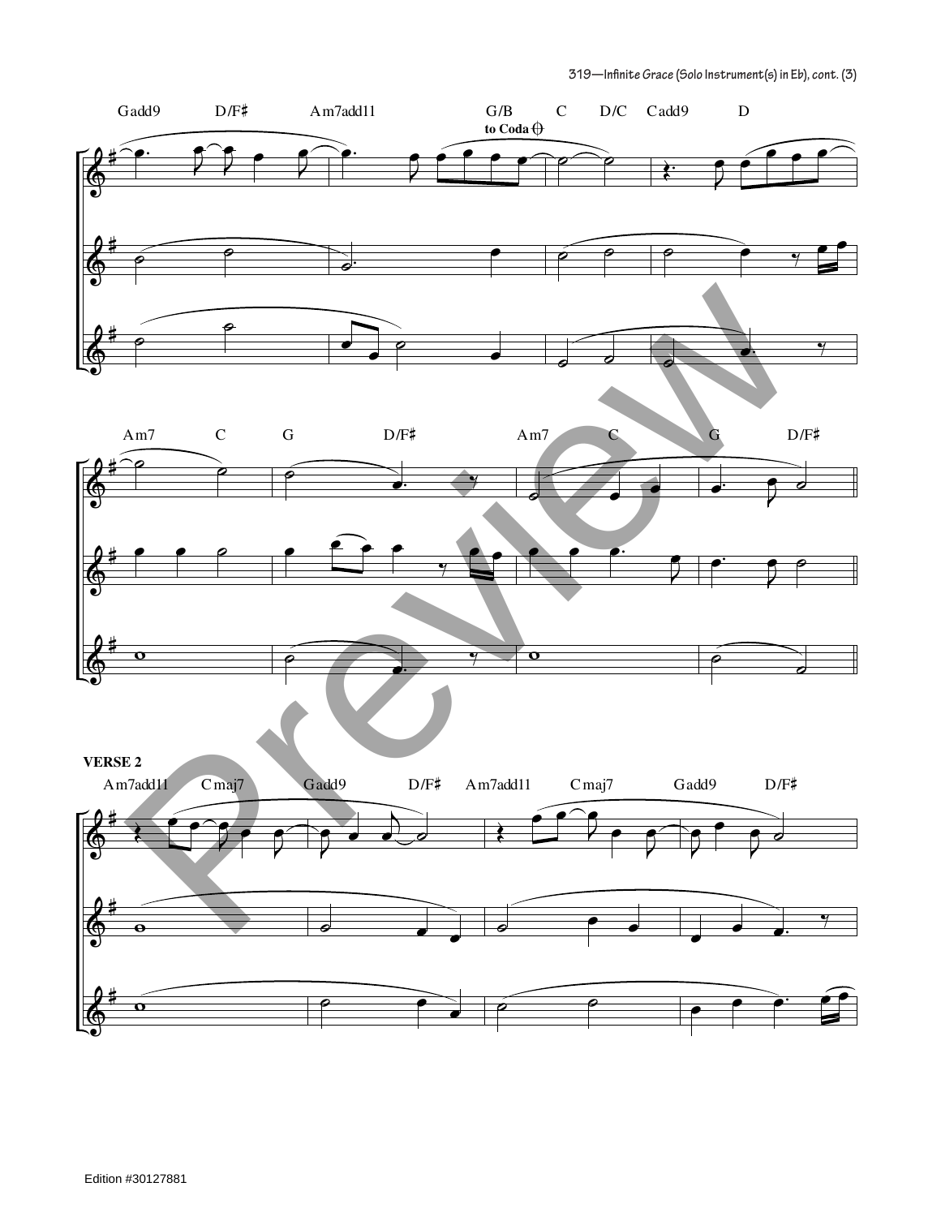Gadd9 D/F♯ Am7add11 G/B C D/C Cadd9 D

to Coda

Am7 C G D/F♯ Am7 C G D/F♯

**VERSE 2**

Am7add11 Cmaj7 Gadd9 D/F♯ Am7add11 Cmaj7 Gadd9 D/F♯

Edition #30127881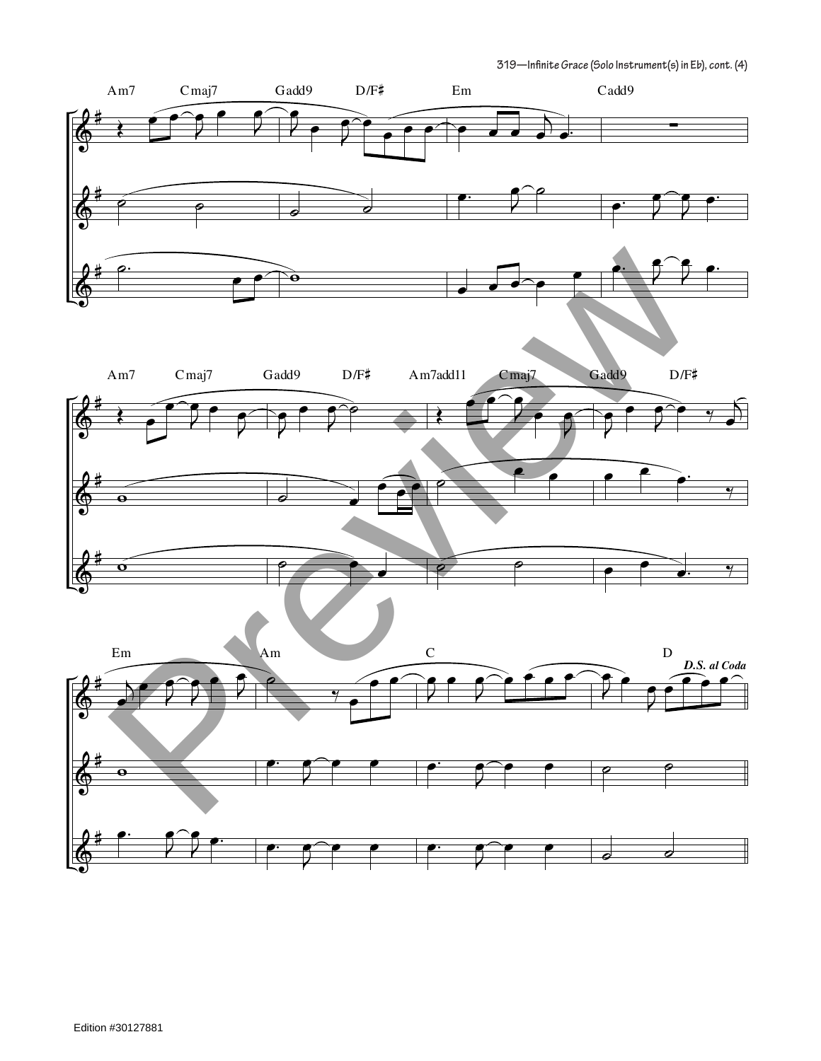Am7 Cmaj7 Gadd9 D/F♯ Em Cadd9

Am7 Cmaj7 Gadd9 D/F♯ Am7add11 Cmaj7 Gadd9 D/F♯

Em Am C D

*D.S. al Coda*

Edition #30127881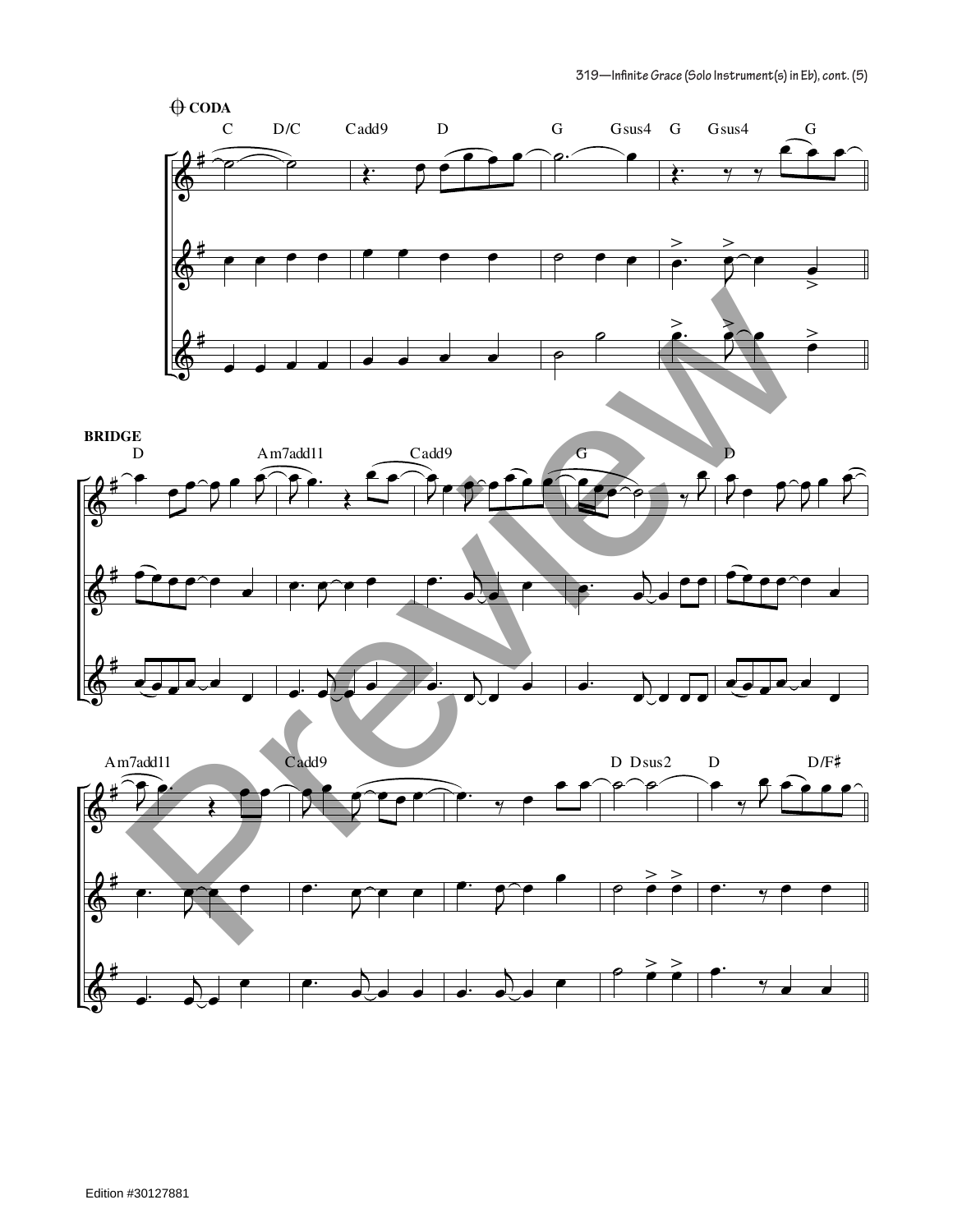## CODA

C D/C Cadd9 D G Gsus4 G Gsus4 G

## BRIDGE

D Am7add11 Cadd9 G D

Am7add11 Cadd9 D Dsus2 D D/F♯

Edition #30127881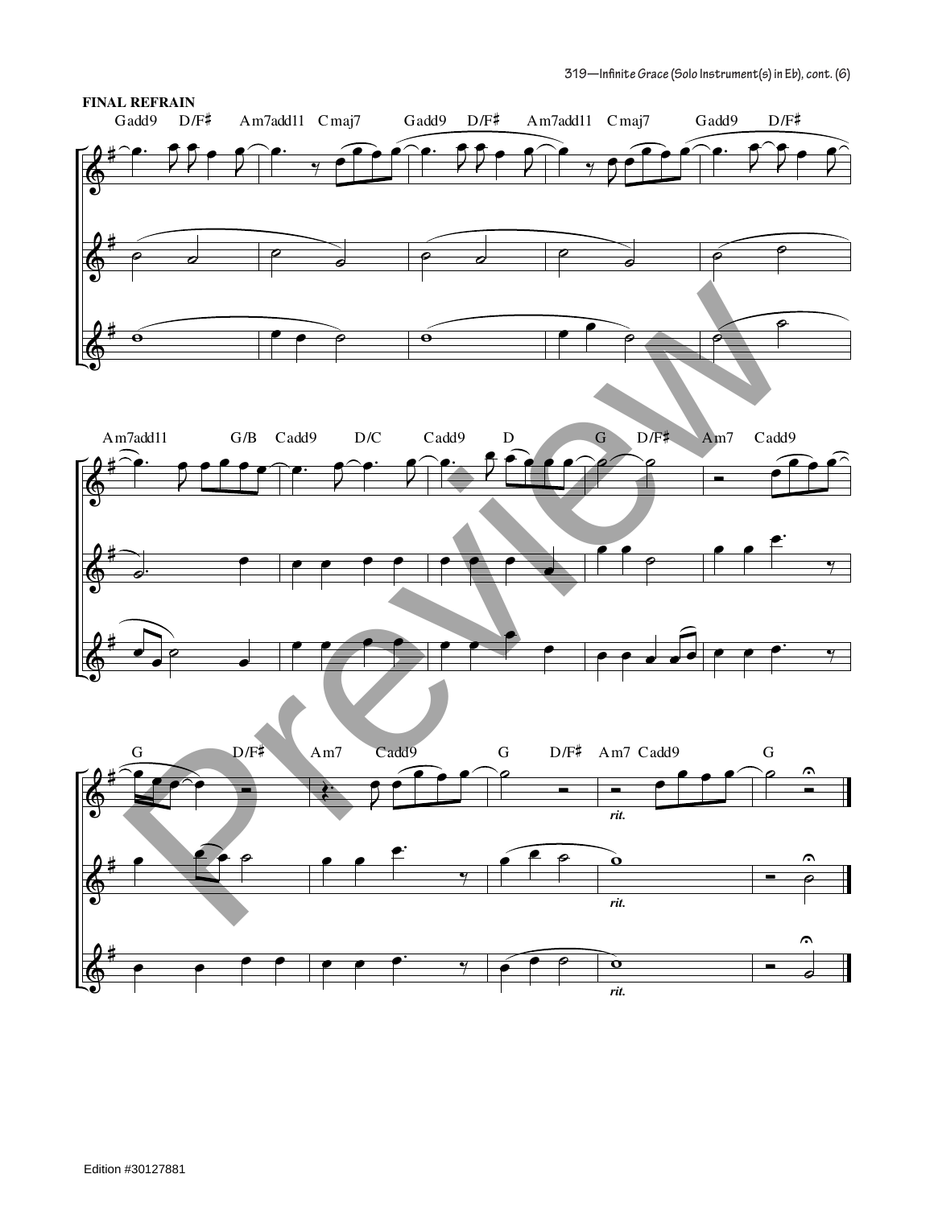**FINAL REFRAIN**

Gadd9 D/F♯ Am7add11 Cmaj7 Gadd9 D/F♯ Am7add11 Cmaj7 Gadd9 D/F♯

Am7add11 G/B Cadd9 D/C Cadd9 D G D/F♯ Am7 Cadd9

G D/F♯ Am7 Cadd9 G D/F♯ Am7 Cadd9 G

*rit.*

*rit.*

*rit.*

Edition #30127881